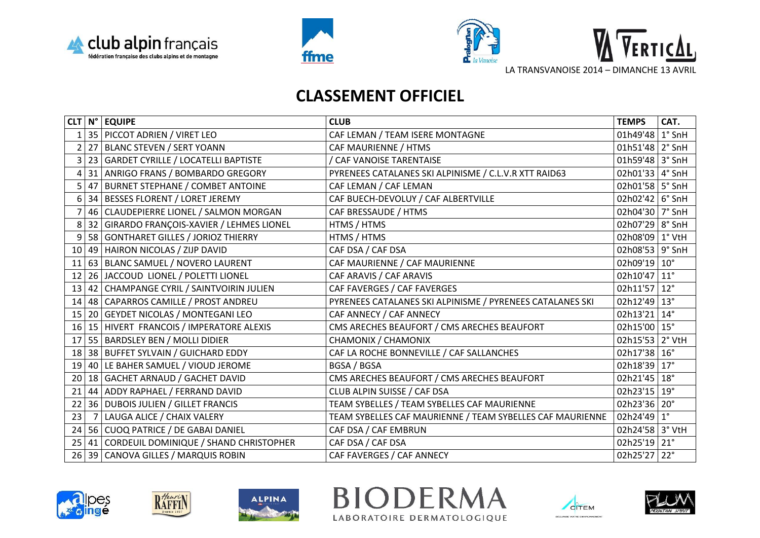LA TRANSVANOISE 2014 – DIMANCHE 13 AVRIL

# CLASSEMENT OFFICIEL

| CLT | N° | EQUIPE | CLUB | TEMPS | CAT. |
|---|---|---|---|---|---|
| 1 | 35 | PICCOT ADRIEN / VIRET LEO | CAF LEMAN / TEAM ISERE MONTAGNE | 01h49'48 | 1° SnH |
| 2 | 27 | BLANC STEVEN / SERT YOANN | CAF MAURIENNE / HTMS | 01h51'48 | 2° SnH |
| 3 | 23 | GARDET CYRILLE / LOCATELLI BAPTISTE | / CAF VANOISE TARENTAISE | 01h59'48 | 3° SnH |
| 4 | 31 | ANRIGO FRANS / BOMBARDO GREGORY | PYRENEES CATALANES SKI ALPINISME / C.L.V.R XTT RAID63 | 02h01'33 | 4° SnH |
| 5 | 47 | BURNET STEPHANE / COMBET ANTOINE | CAF LEMAN / CAF LEMAN | 02h01'58 | 5° SnH |
| 6 | 34 | BESSES FLORENT / LORET JEREMY | CAF BUECH-DEVOLUY / CAF ALBERTVILLE | 02h02'42 | 6° SnH |
| 7 | 46 | CLAUDEPIERRE LIONEL / SALMON MORGAN | CAF BRESSAUDE / HTMS | 02h04'30 | 7° SnH |
| 8 | 32 | GIRARDO FRANÇOIS-XAVIER / LEHMES LIONEL | HTMS / HTMS | 02h07'29 | 8° SnH |
| 9 | 58 | GONTHARET GILLES / JORIOZ THIERRY | HTMS / HTMS | 02h08'09 | 1° VtH |
| 10 | 49 | HAIRON NICOLAS / ZIJP DAVID | CAF DSA / CAF DSA | 02h08'53 | 9° SnH |
| 11 | 63 | BLANC SAMUEL / NOVERO LAURENT | CAF MAURIENNE / CAF MAURIENNE | 02h09'19 | 10° |
| 12 | 26 | JACCOUD LIONEL / POLETTI LIONEL | CAF ARAVIS / CAF ARAVIS | 02h10'47 | 11° |
| 13 | 42 | CHAMPANGE CYRIL / SAINTVOIRIN JULIEN | CAF FAVERGES / CAF FAVERGES | 02h11'57 | 12° |
| 14 | 48 | CAPARROS CAMILLE / PROST ANDREU | PYRENEES CATALANES SKI ALPINISME / PYRENEES CATALANES SKI | 02h12'49 | 13° |
| 15 | 20 | GEYDET NICOLAS / MONTEGANI LEO | CAF ANNECY / CAF ANNECY | 02h13'21 | 14° |
| 16 | 15 | HIVERT FRANCOIS / IMPERATORE ALEXIS | CMS ARECHES BEAUFORT / CMS ARECHES BEAUFORT | 02h15'00 | 15° |
| 17 | 55 | BARDSLEY BEN / MOLLI DIDIER | CHAMONIX / CHAMONIX | 02h15'53 | 2° VtH |
| 18 | 38 | BUFFET SYLVAIN / GUICHARD EDDY | CAF LA ROCHE BONNEVILLE / CAF SALLANCHES | 02h17'38 | 16° |
| 19 | 40 | LE BAHER SAMUEL / VIOUD JEROME | BGSA / BGSA | 02h18'39 | 17° |
| 20 | 18 | GACHET ARNAUD / GACHET DAVID | CMS ARECHES BEAUFORT / CMS ARECHES BEAUFORT | 02h21'45 | 18° |
| 21 | 44 | ADDY RAPHAEL / FERRAND DAVID | CLUB ALPIN SUISSE / CAF DSA | 02h23'15 | 19° |
| 22 | 36 | DUBOIS JULIEN / GILLET FRANCIS | TEAM SYBELLES / TEAM SYBELLES CAF MAURIENNE | 02h23'36 | 20° |
| 23 | 7 | LAUGA ALICE / CHAIX VALERY | TEAM SYBELLES CAF MAURIENNE / TEAM SYBELLES CAF MAURIENNE | 02h24'49 | 1° |
| 24 | 56 | CUOQ PATRICE / DE GABAI DANIEL | CAF DSA / CAF EMBRUN | 02h24'58 | 3° VtH |
| 25 | 41 | CORDEUIL DOMINIQUE / SHAND CHRISTOPHER | CAF DSA / CAF DSA | 02h25'19 | 21° |
| 26 | 39 | CANOVA GILLES / MARQUIS ROBIN | CAF FAVERGES / CAF ANNECY | 02h25'27 | 22° |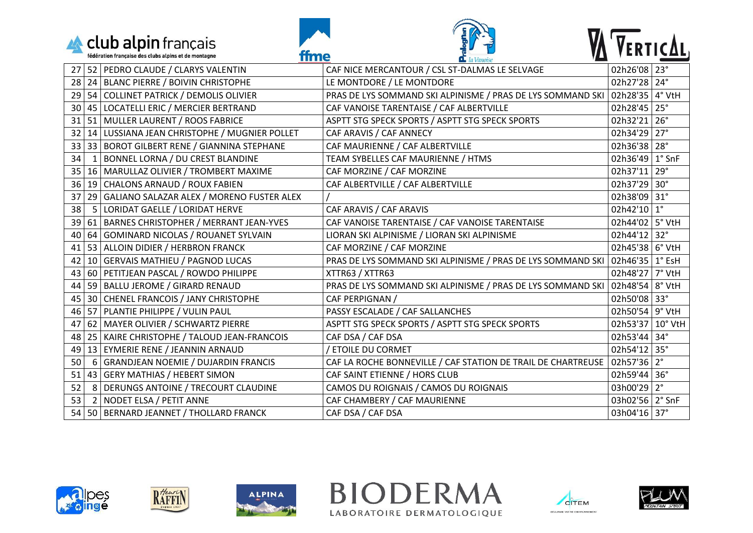| | | | | | |
|---|---|---|---|---|---|
| 27 | 52 | PEDRO CLAUDE / CLARYS VALENTIN | CAF NICE MERCANTOUR / CSL ST-DALMAS LE SELVAGE | 02h26'08 | 23° |
| 28 | 24 | BLANC PIERRE / BOIVIN CHRISTOPHE | LE MONTDORE / LE MONTDORE | 02h27'28 | 24° |
| 29 | 54 | COLLINET PATRICK / DEMOLIS OLIVIER | PRAS DE LYS SOMMAND SKI ALPINISME / PRAS DE LYS SOMMAND SKI | 02h28'35 | 4° VtH |
| 30 | 45 | LOCATELLI ERIC / MERCIER BERTRAND | CAF VANOISE TARENTAISE / CAF ALBERTVILLE | 02h28'45 | 25° |
| 31 | 51 | MULLER LAURENT / ROOS FABRICE | ASPTT STG SPECK SPORTS / ASPTT STG SPECK SPORTS | 02h32'21 | 26° |
| 32 | 14 | LUSSIANA JEAN CHRISTOPHE / MUGNIER POLLET | CAF ARAVIS / CAF ANNECY | 02h34'29 | 27° |
| 33 | 33 | BOROT GILBERT RENE / GIANNINA STEPHANE | CAF MAURIENNE / CAF ALBERTVILLE | 02h36'38 | 28° |
| 34 | 1 | BONNEL LORNA / DU CREST BLANDINE | TEAM SYBELLES CAF MAURIENNE / HTMS | 02h36'49 | 1° SnF |
| 35 | 16 | MARULLAZ OLIVIER / TROMBERT MAXIME | CAF MORZINE / CAF MORZINE | 02h37'11 | 29° |
| 36 | 19 | CHALONS ARNAUD / ROUX FABIEN | CAF ALBERTVILLE / CAF ALBERTVILLE | 02h37'29 | 30° |
| 37 | 29 | GALIANO SALAZAR ALEX / MORENO FUSTER ALEX | / | 02h38'09 | 31° |
| 38 | 5 | LORIDAT GAELLE / LORIDAT HERVE | CAF ARAVIS / CAF ARAVIS | 02h42'10 | 1° |
| 39 | 61 | BARNES CHRISTOPHER / MERRANT JEAN-YVES | CAF VANOISE TARENTAISE / CAF VANOISE TARENTAISE | 02h44'02 | 5° VtH |
| 40 | 64 | GOMINARD NICOLAS / ROUANET SYLVAIN | LIORAN SKI ALPINISME / LIORAN SKI ALPINISME | 02h44'12 | 32° |
| 41 | 53 | ALLOIN DIDIER / HERBRON FRANCK | CAF MORZINE / CAF MORZINE | 02h45'38 | 6° VtH |
| 42 | 10 | GERVAIS MATHIEU / PAGNOD LUCAS | PRAS DE LYS SOMMAND SKI ALPINISME / PRAS DE LYS SOMMAND SKI | 02h46'35 | 1° EsH |
| 43 | 60 | PETITJEAN PASCAL / ROWDO PHILIPPE | XTTR63 / XTTR63 | 02h48'27 | 7° VtH |
| 44 | 59 | BALLU JEROME / GIRARD RENAUD | PRAS DE LYS SOMMAND SKI ALPINISME / PRAS DE LYS SOMMAND SKI | 02h48'54 | 8° VtH |
| 45 | 30 | CHENEL FRANCOIS / JANY CHRISTOPHE | CAF PERPIGNAN / | 02h50'08 | 33° |
| 46 | 57 | PLANTIE PHILIPPE / VULIN PAUL | PASSY ESCALADE / CAF SALLANCHES | 02h50'54 | 9° VtH |
| 47 | 62 | MAYER OLIVIER / SCHWARTZ PIERRE | ASPTT STG SPECK SPORTS / ASPTT STG SPECK SPORTS | 02h53'37 | 10° VtH |
| 48 | 25 | KAIRE CHRISTOPHE / TALOUD JEAN-FRANCOIS | CAF DSA / CAF DSA | 02h53'44 | 34° |
| 49 | 13 | EYMERIE RENE / JEANNIN ARNAUD | / ETOILE DU CORMET | 02h54'12 | 35° |
| 50 | 6 | GRANDJEAN NOEMIE / DUJARDIN FRANCIS | CAF LA ROCHE BONNEVILLE / CAF STATION DE TRAIL DE CHARTREUSE | 02h57'36 | 2° |
| 51 | 43 | GERY MATHIAS / HEBERT SIMON | CAF SAINT ETIENNE / HORS CLUB | 02h59'44 | 36° |
| 52 | 8 | DERUNGS ANTOINE / TRECOURT CLAUDINE | CAMOS DU ROIGNAIS / CAMOS DU ROIGNAIS | 03h00'29 | 2° |
| 53 | 2 | NODET ELSA / PETIT ANNE | CAF CHAMBERY / CAF MAURIENNE | 03h02'56 | 2° SnF |
| 54 | 50 | BERNARD JEANNET / THOLLARD FRANCK | CAF DSA / CAF DSA | 03h04'16 | 37° |